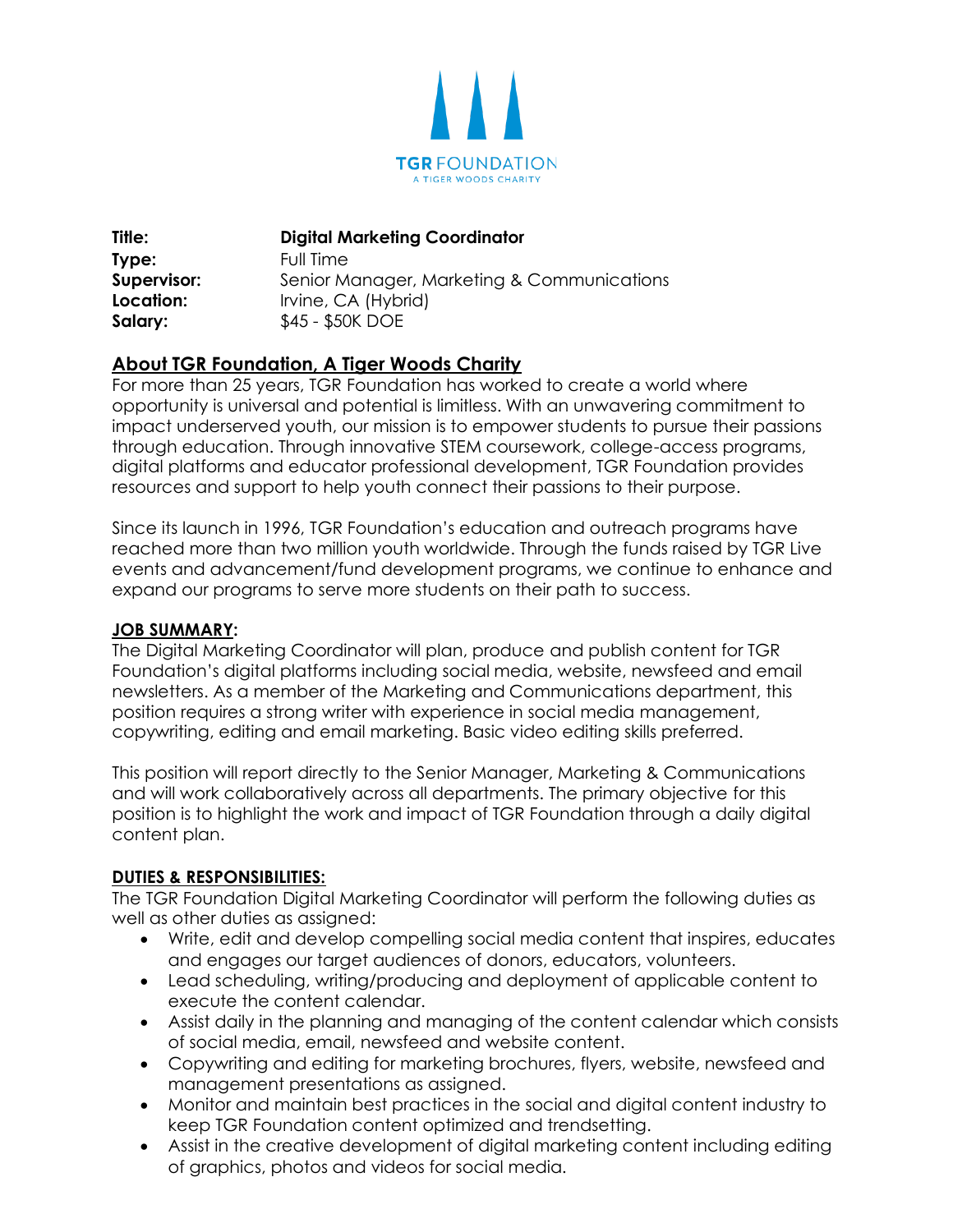TGR FOUNDATION
A TIGER WOODS CHARITY

| | |
|---|---|
| **Title:** | **Digital Marketing Coordinator** |
| **Type:** | Full Time |
| **Supervisor:** | Senior Manager, Marketing & Communications |
| **Location:** | Irvine, CA (Hybrid) |
| **Salary:** | $45 - $50K DOE |

## About TGR Foundation, A Tiger Woods Charity

For more than 25 years, TGR Foundation has worked to create a world where opportunity is universal and potential is limitless. With an unwavering commitment to impact underserved youth, our mission is to empower students to pursue their passions through education. Through innovative STEM coursework, college-access programs, digital platforms and educator professional development, TGR Foundation provides resources and support to help youth connect their passions to their purpose.

Since its launch in 1996, TGR Foundation's education and outreach programs have reached more than two million youth worldwide. Through the funds raised by TGR Live events and advancement/fund development programs, we continue to enhance and expand our programs to serve more students on their path to success.

## JOB SUMMARY:

The Digital Marketing Coordinator will plan, produce and publish content for TGR Foundation's digital platforms including social media, website, newsfeed and email newsletters. As a member of the Marketing and Communications department, this position requires a strong writer with experience in social media management, copywriting, editing and email marketing. Basic video editing skills preferred.

This position will report directly to the Senior Manager, Marketing & Communications and will work collaboratively across all departments. The primary objective for this position is to highlight the work and impact of TGR Foundation through a daily digital content plan.

## DUTIES & RESPONSIBILITIES:

The TGR Foundation Digital Marketing Coordinator will perform the following duties as well as other duties as assigned:

- Write, edit and develop compelling social media content that inspires, educates and engages our target audiences of donors, educators, volunteers.
- Lead scheduling, writing/producing and deployment of applicable content to execute the content calendar.
- Assist daily in the planning and managing of the content calendar which consists of social media, email, newsfeed and website content.
- Copywriting and editing for marketing brochures, flyers, website, newsfeed and management presentations as assigned.
- Monitor and maintain best practices in the social and digital content industry to keep TGR Foundation content optimized and trendsetting.
- Assist in the creative development of digital marketing content including editing of graphics, photos and videos for social media.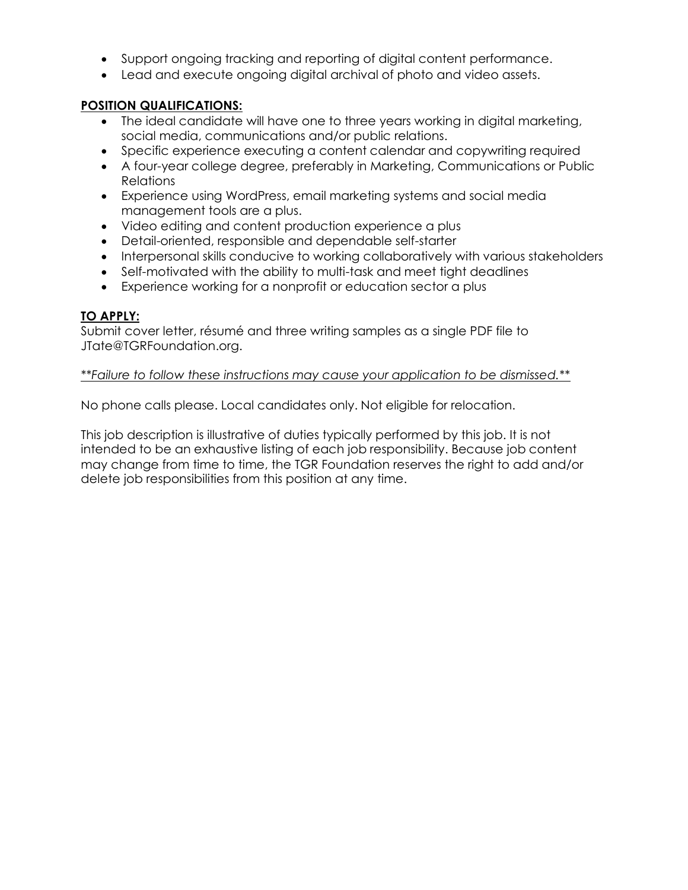- Support ongoing tracking and reporting of digital content performance.
- Lead and execute ongoing digital archival of photo and video assets.

**POSITION QUALIFICATIONS:**

- The ideal candidate will have one to three years working in digital marketing, social media, communications and/or public relations.
- Specific experience executing a content calendar and copywriting required
- A four-year college degree, preferably in Marketing, Communications or Public Relations
- Experience using WordPress, email marketing systems and social media management tools are a plus.
- Video editing and content production experience a plus
- Detail-oriented, responsible and dependable self-starter
- Interpersonal skills conducive to working collaboratively with various stakeholders
- Self-motivated with the ability to multi-task and meet tight deadlines
- Experience working for a nonprofit or education sector a plus

**TO APPLY:**

Submit cover letter, résumé and three writing samples as a single PDF file to JTate@TGRFoundation.org.

*\*\*Failure to follow these instructions may cause your application to be dismissed.\*\**

No phone calls please. Local candidates only. Not eligible for relocation.

This job description is illustrative of duties typically performed by this job. It is not intended to be an exhaustive listing of each job responsibility. Because job content may change from time to time, the TGR Foundation reserves the right to add and/or delete job responsibilities from this position at any time.